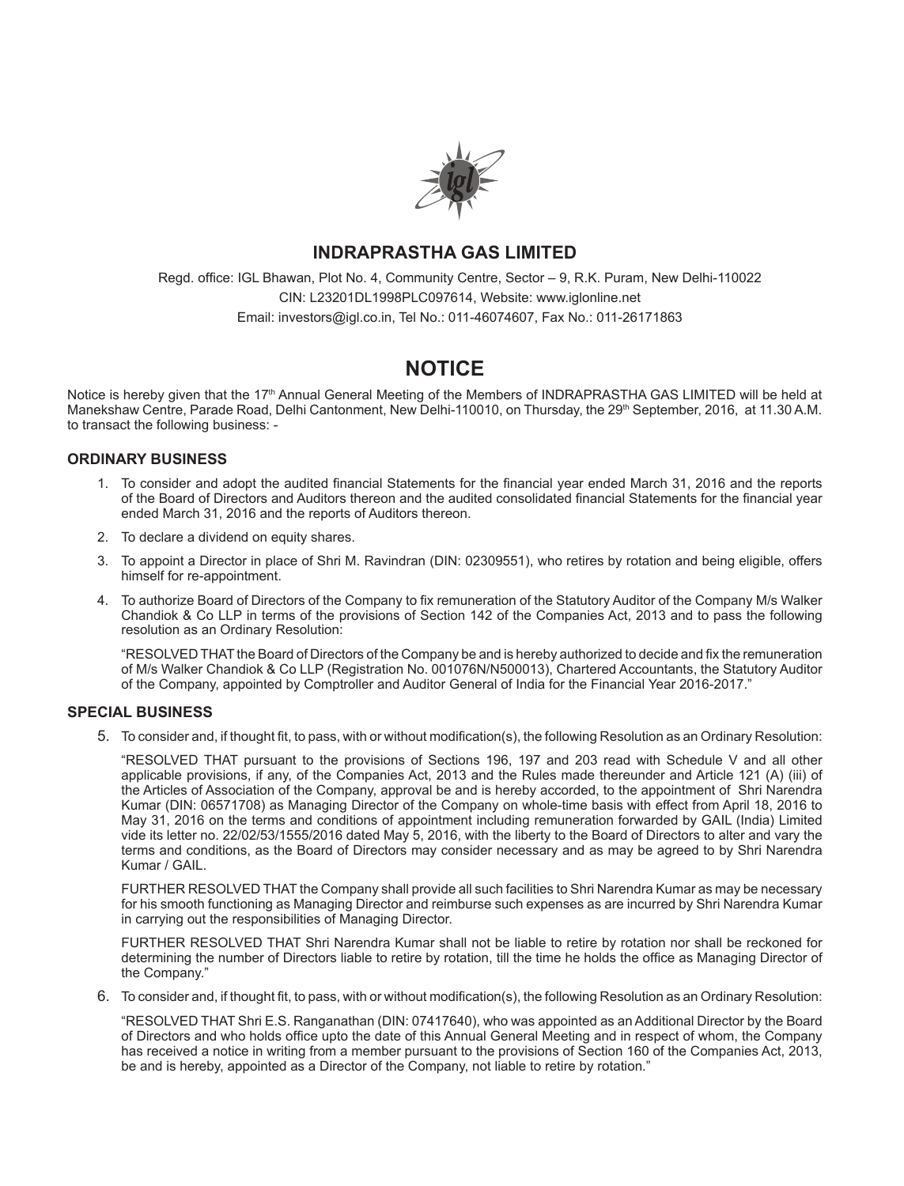# INDRAPRASTHA GAS LIMITED

Regd. office: IGL Bhawan, Plot No. 4, Community Centre, Sector – 9, R.K. Puram, New Delhi-110022

CIN: L23201DL1998PLC097614, Website: www.iglonline.net

Email: investors@igl.co.in, Tel No.: 011-46074607, Fax No.: 011-26171863

# NOTICE

Notice is hereby given that the 17th Annual General Meeting of the Members of INDRAPRASTHA GAS LIMITED will be held at Manekshaw Centre, Parade Road, Delhi Cantonment, New Delhi-110010, on Thursday, the 29th September, 2016, at 11.30 A.M. to transact the following business: -

## ORDINARY BUSINESS

1. To consider and adopt the audited financial Statements for the financial year ended March 31, 2016 and the reports of the Board of Directors and Auditors thereon and the audited consolidated financial Statements for the financial year ended March 31, 2016 and the reports of Auditors thereon.

2. To declare a dividend on equity shares.

3. To appoint a Director in place of Shri M. Ravindran (DIN: 02309551), who retires by rotation and being eligible, offers himself for re-appointment.

4. To authorize Board of Directors of the Company to fix remuneration of the Statutory Auditor of the Company M/s Walker Chandiok & Co LLP in terms of the provisions of Section 142 of the Companies Act, 2013 and to pass the following resolution as an Ordinary Resolution:

   "RESOLVED THAT the Board of Directors of the Company be and is hereby authorized to decide and fix the remuneration of M/s Walker Chandiok & Co LLP (Registration No. 001076N/N500013), Chartered Accountants, the Statutory Auditor of the Company, appointed by Comptroller and Auditor General of India for the Financial Year 2016-2017."

## SPECIAL BUSINESS

5. To consider and, if thought fit, to pass, with or without modification(s), the following Resolution as an Ordinary Resolution:

   "RESOLVED THAT pursuant to the provisions of Sections 196, 197 and 203 read with Schedule V and all other applicable provisions, if any, of the Companies Act, 2013 and the Rules made thereunder and Article 121 (A) (iii) of the Articles of Association of the Company, approval be and is hereby accorded, to the appointment of Shri Narendra Kumar (DIN: 06571708) as Managing Director of the Company on whole-time basis with effect from April 18, 2016 to May 31, 2016 on the terms and conditions of appointment including remuneration forwarded by GAIL (India) Limited vide its letter no. 22/02/53/1555/2016 dated May 5, 2016, with the liberty to the Board of Directors to alter and vary the terms and conditions, as the Board of Directors may consider necessary and as may be agreed to by Shri Narendra Kumar / GAIL.

   FURTHER RESOLVED THAT the Company shall provide all such facilities to Shri Narendra Kumar as may be necessary for his smooth functioning as Managing Director and reimburse such expenses as are incurred by Shri Narendra Kumar in carrying out the responsibilities of Managing Director.

   FURTHER RESOLVED THAT Shri Narendra Kumar shall not be liable to retire by rotation nor shall be reckoned for determining the number of Directors liable to retire by rotation, till the time he holds the office as Managing Director of the Company."

6. To consider and, if thought fit, to pass, with or without modification(s), the following Resolution as an Ordinary Resolution:

   "RESOLVED THAT Shri E.S. Ranganathan (DIN: 07417640), who was appointed as an Additional Director by the Board of Directors and who holds office upto the date of this Annual General Meeting and in respect of whom, the Company has received a notice in writing from a member pursuant to the provisions of Section 160 of the Companies Act, 2013, be and is hereby, appointed as a Director of the Company, not liable to retire by rotation."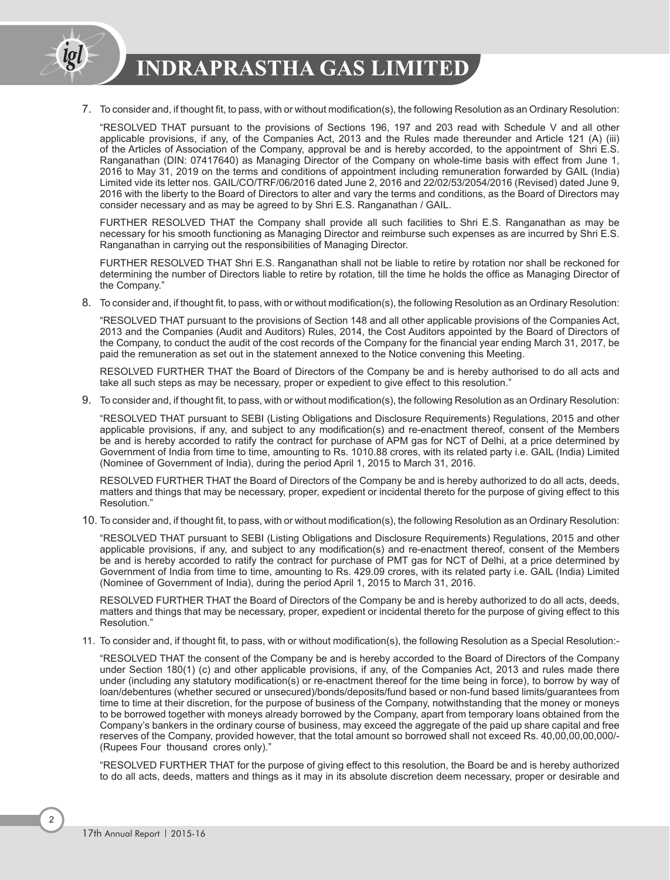7. To consider and, if thought fit, to pass, with or without modification(s), the following Resolution as an Ordinary Resolution:

   "RESOLVED THAT pursuant to the provisions of Sections 196, 197 and 203 read with Schedule V and all other applicable provisions, if any, of the Companies Act, 2013 and the Rules made thereunder and Article 121 (A) (iii) of the Articles of Association of the Company, approval be and is hereby accorded, to the appointment of Shri E.S. Ranganathan (DIN: 07417640) as Managing Director of the Company on whole-time basis with effect from June 1, 2016 to May 31, 2019 on the terms and conditions of appointment including remuneration forwarded by GAIL (India) Limited vide its letter nos. GAIL/CO/TRF/06/2016 dated June 2, 2016 and 22/02/53/2054/2016 (Revised) dated June 9, 2016 with the liberty to the Board of Directors to alter and vary the terms and conditions, as the Board of Directors may consider necessary and as may be agreed to by Shri E.S. Ranganathan / GAIL.

   FURTHER RESOLVED THAT the Company shall provide all such facilities to Shri E.S. Ranganathan as may be necessary for his smooth functioning as Managing Director and reimburse such expenses as are incurred by Shri E.S. Ranganathan in carrying out the responsibilities of Managing Director.

   FURTHER RESOLVED THAT Shri E.S. Ranganathan shall not be liable to retire by rotation nor shall be reckoned for determining the number of Directors liable to retire by rotation, till the time he holds the office as Managing Director of the Company."

8. To consider and, if thought fit, to pass, with or without modification(s), the following Resolution as an Ordinary Resolution:

   "RESOLVED THAT pursuant to the provisions of Section 148 and all other applicable provisions of the Companies Act, 2013 and the Companies (Audit and Auditors) Rules, 2014, the Cost Auditors appointed by the Board of Directors of the Company, to conduct the audit of the cost records of the Company for the financial year ending March 31, 2017, be paid the remuneration as set out in the statement annexed to the Notice convening this Meeting.

   RESOLVED FURTHER THAT the Board of Directors of the Company be and is hereby authorised to do all acts and take all such steps as may be necessary, proper or expedient to give effect to this resolution."

9. To consider and, if thought fit, to pass, with or without modification(s), the following Resolution as an Ordinary Resolution:

   "RESOLVED THAT pursuant to SEBI (Listing Obligations and Disclosure Requirements) Regulations, 2015 and other applicable provisions, if any, and subject to any modification(s) and re-enactment thereof, consent of the Members be and is hereby accorded to ratify the contract for purchase of APM gas for NCT of Delhi, at a price determined by Government of India from time to time, amounting to Rs. 1010.88 crores, with its related party i.e. GAIL (India) Limited (Nominee of Government of India), during the period April 1, 2015 to March 31, 2016.

   RESOLVED FURTHER THAT the Board of Directors of the Company be and is hereby authorized to do all acts, deeds, matters and things that may be necessary, proper, expedient or incidental thereto for the purpose of giving effect to this Resolution."

10. To consider and, if thought fit, to pass, with or without modification(s), the following Resolution as an Ordinary Resolution:

    "RESOLVED THAT pursuant to SEBI (Listing Obligations and Disclosure Requirements) Regulations, 2015 and other applicable provisions, if any, and subject to any modification(s) and re-enactment thereof, consent of the Members be and is hereby accorded to ratify the contract for purchase of PMT gas for NCT of Delhi, at a price determined by Government of India from time to time, amounting to Rs. 429.09 crores, with its related party i.e. GAIL (India) Limited (Nominee of Government of India), during the period April 1, 2015 to March 31, 2016.

    RESOLVED FURTHER THAT the Board of Directors of the Company be and is hereby authorized to do all acts, deeds, matters and things that may be necessary, proper, expedient or incidental thereto for the purpose of giving effect to this Resolution."

11. To consider and, if thought fit, to pass, with or without modification(s), the following Resolution as a Special Resolution:-

    "RESOLVED THAT the consent of the Company be and is hereby accorded to the Board of Directors of the Company under Section 180(1) (c) and other applicable provisions, if any, of the Companies Act, 2013 and rules made there under (including any statutory modification(s) or re-enactment thereof for the time being in force), to borrow by way of loan/debentures (whether secured or unsecured)/bonds/deposits/fund based or non-fund based limits/guarantees from time to time at their discretion, for the purpose of business of the Company, notwithstanding that the money or moneys to be borrowed together with moneys already borrowed by the Company, apart from temporary loans obtained from the Company's bankers in the ordinary course of business, may exceed the aggregate of the paid up share capital and free reserves of the Company, provided however, that the total amount so borrowed shall not exceed Rs. 40,00,00,00,000/- (Rupees Four thousand crores only)."

    "RESOLVED FURTHER THAT for the purpose of giving effect to this resolution, the Board be and is hereby authorized to do all acts, deeds, matters and things as it may in its absolute discretion deem necessary, proper or desirable and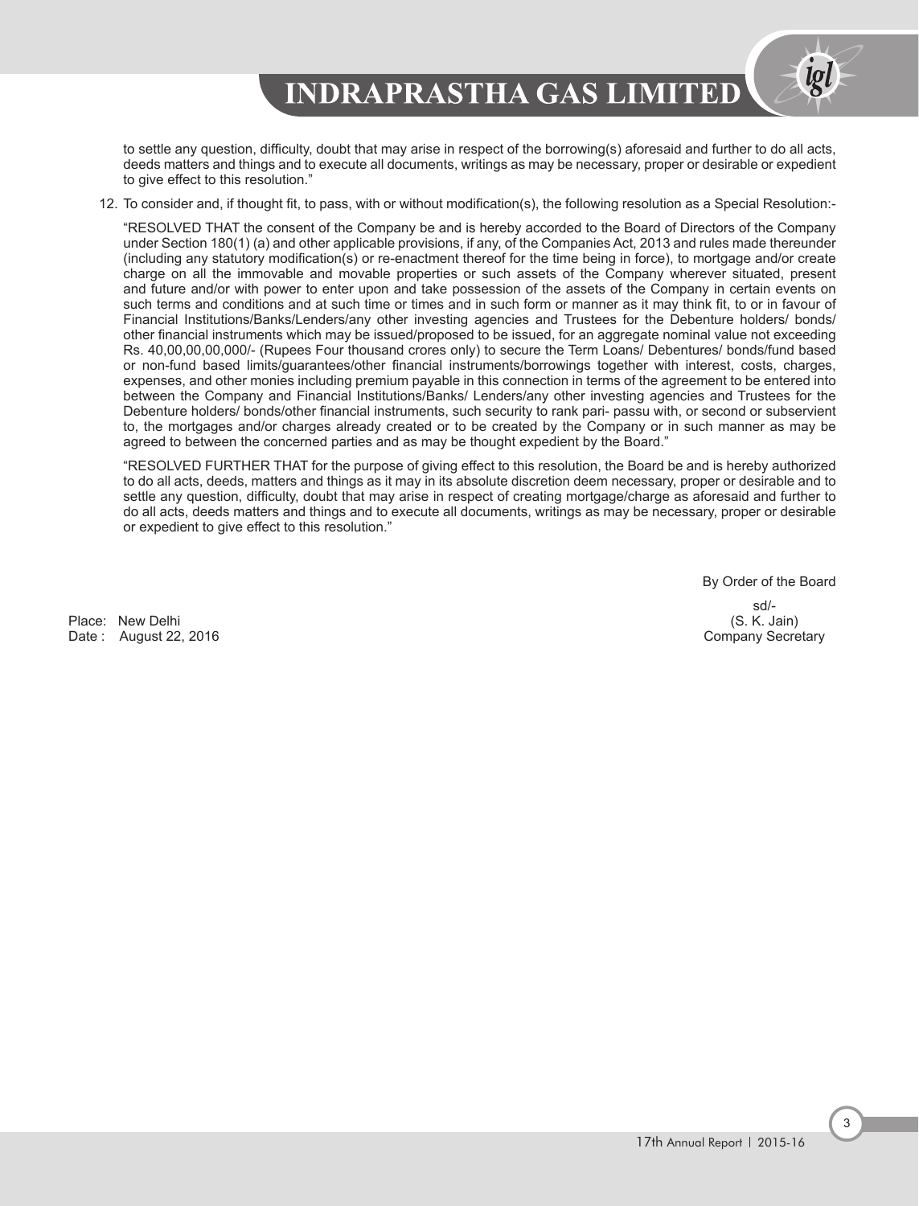to settle any question, difficulty, doubt that may arise in respect of the borrowing(s) aforesaid and further to do all acts, deeds matters and things and to execute all documents, writings as may be necessary, proper or desirable or expedient to give effect to this resolution."

12. To consider and, if thought fit, to pass, with or without modification(s), the following resolution as a Special Resolution:-

"RESOLVED THAT the consent of the Company be and is hereby accorded to the Board of Directors of the Company under Section 180(1) (a) and other applicable provisions, if any, of the Companies Act, 2013 and rules made thereunder (including any statutory modification(s) or re-enactment thereof for the time being in force), to mortgage and/or create charge on all the immovable and movable properties or such assets of the Company wherever situated, present and future and/or with power to enter upon and take possession of the assets of the Company in certain events on such terms and conditions and at such time or times and in such form or manner as it may think fit, to or in favour of Financial Institutions/Banks/Lenders/any other investing agencies and Trustees for the Debenture holders/ bonds/ other financial instruments which may be issued/proposed to be issued, for an aggregate nominal value not exceeding Rs. 40,00,00,00,000/- (Rupees Four thousand crores only) to secure the Term Loans/ Debentures/ bonds/fund based or non-fund based limits/guarantees/other financial instruments/borrowings together with interest, costs, charges, expenses, and other monies including premium payable in this connection in terms of the agreement to be entered into between the Company and Financial Institutions/Banks/ Lenders/any other investing agencies and Trustees for the Debenture holders/ bonds/other financial instruments, such security to rank pari- passu with, or second or subservient to, the mortgages and/or charges already created or to be created by the Company or in such manner as may be agreed to between the concerned parties and as may be thought expedient by the Board."

"RESOLVED FURTHER THAT for the purpose of giving effect to this resolution, the Board be and is hereby authorized to do all acts, deeds, matters and things as it may in its absolute discretion deem necessary, proper or desirable and to settle any question, difficulty, doubt that may arise in respect of creating mortgage/charge as aforesaid and further to do all acts, deeds matters and things and to execute all documents, writings as may be necessary, proper or desirable or expedient to give effect to this resolution."

By Order of the Board

sd/-
(S. K. Jain)
Company Secretary

Place: New Delhi
Date : August 22, 2016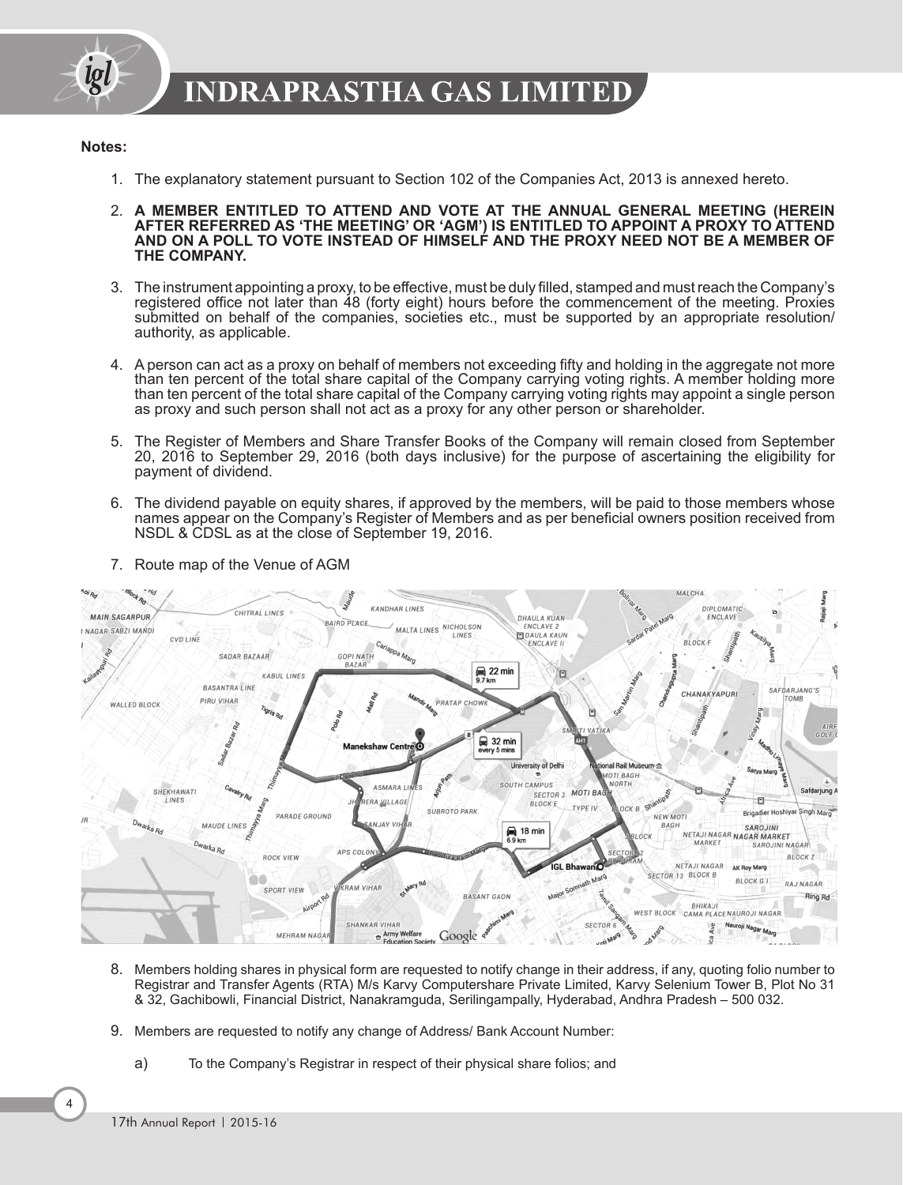**Notes:**

1. The explanatory statement pursuant to Section 102 of the Companies Act, 2013 is annexed hereto.

2. **A MEMBER ENTITLED TO ATTEND AND VOTE AT THE ANNUAL GENERAL MEETING (HEREIN AFTER REFERRED AS 'THE MEETING' OR 'AGM') IS ENTITLED TO APPOINT A PROXY TO ATTEND AND ON A POLL TO VOTE INSTEAD OF HIMSELF AND THE PROXY NEED NOT BE A MEMBER OF THE COMPANY.**

3. The instrument appointing a proxy, to be effective, must be duly filled, stamped and must reach the Company's registered office not later than 48 (forty eight) hours before the commencement of the meeting. Proxies submitted on behalf of the companies, societies etc., must be supported by an appropriate resolution/ authority, as applicable.

4. A person can act as a proxy on behalf of members not exceeding fifty and holding in the aggregate not more than ten percent of the total share capital of the Company carrying voting rights. A member holding more than ten percent of the total share capital of the Company carrying voting rights may appoint a single person as proxy and such person shall not act as a proxy for any other person or shareholder.

5. The Register of Members and Share Transfer Books of the Company will remain closed from September 20, 2016 to September 29, 2016 (both days inclusive) for the purpose of ascertaining the eligibility for payment of dividend.

6. The dividend payable on equity shares, if approved by the members, will be paid to those members whose names appear on the Company's Register of Members and as per beneficial owners position received from NSDL & CDSL as at the close of September 19, 2016.

7. Route map of the Venue of AGM

Manekshaw Centre
IGL Bhawan
22 min
9.7 km
32 min
every 5 mins
18 min
6.9 km

8. Members holding shares in physical form are requested to notify change in their address, if any, quoting folio number to Registrar and Transfer Agents (RTA) M/s Karvy Computershare Private Limited, Karvy Selenium Tower B, Plot No 31 & 32, Gachibowli, Financial District, Nanakramguda, Serilingampally, Hyderabad, Andhra Pradesh – 500 032.

9. Members are requested to notify any change of Address/ Bank Account Number:

   a) To the Company's Registrar in respect of their physical share folios; and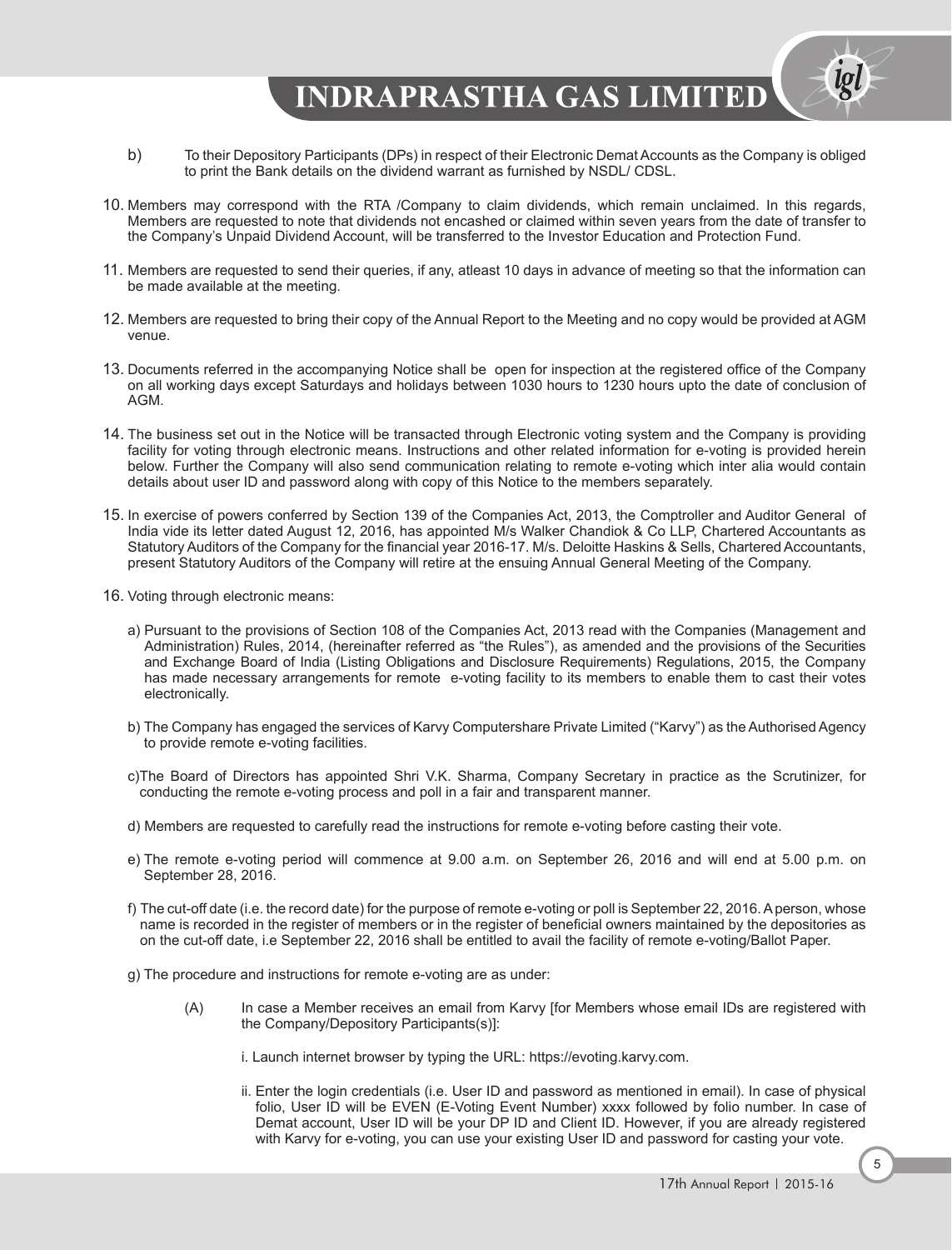b) To their Depository Participants (DPs) in respect of their Electronic Demat Accounts as the Company is obliged to print the Bank details on the dividend warrant as furnished by NSDL/ CDSL.

10. Members may correspond with the RTA /Company to claim dividends, which remain unclaimed. In this regards, Members are requested to note that dividends not encashed or claimed within seven years from the date of transfer to the Company's Unpaid Dividend Account, will be transferred to the Investor Education and Protection Fund.

11. Members are requested to send their queries, if any, atleast 10 days in advance of meeting so that the information can be made available at the meeting.

12. Members are requested to bring their copy of the Annual Report to the Meeting and no copy would be provided at AGM venue.

13. Documents referred in the accompanying Notice shall be open for inspection at the registered office of the Company on all working days except Saturdays and holidays between 1030 hours to 1230 hours upto the date of conclusion of AGM.

14. The business set out in the Notice will be transacted through Electronic voting system and the Company is providing facility for voting through electronic means. Instructions and other related information for e-voting is provided herein below. Further the Company will also send communication relating to remote e-voting which inter alia would contain details about user ID and password along with copy of this Notice to the members separately.

15. In exercise of powers conferred by Section 139 of the Companies Act, 2013, the Comptroller and Auditor General of India vide its letter dated August 12, 2016, has appointed M/s Walker Chandiok & Co LLP, Chartered Accountants as Statutory Auditors of the Company for the financial year 2016-17. M/s. Deloitte Haskins & Sells, Chartered Accountants, present Statutory Auditors of the Company will retire at the ensuing Annual General Meeting of the Company.

16. Voting through electronic means:

   a) Pursuant to the provisions of Section 108 of the Companies Act, 2013 read with the Companies (Management and Administration) Rules, 2014, (hereinafter referred as "the Rules"), as amended and the provisions of the Securities and Exchange Board of India (Listing Obligations and Disclosure Requirements) Regulations, 2015, the Company has made necessary arrangements for remote e-voting facility to its members to enable them to cast their votes electronically.

   b) The Company has engaged the services of Karvy Computershare Private Limited ("Karvy") as the Authorised Agency to provide remote e-voting facilities.

   c)The Board of Directors has appointed Shri V.K. Sharma, Company Secretary in practice as the Scrutinizer, for conducting the remote e-voting process and poll in a fair and transparent manner.

   d) Members are requested to carefully read the instructions for remote e-voting before casting their vote.

   e) The remote e-voting period will commence at 9.00 a.m. on September 26, 2016 and will end at 5.00 p.m. on September 28, 2016.

   f) The cut-off date (i.e. the record date) for the purpose of remote e-voting or poll is September 22, 2016. A person, whose name is recorded in the register of members or in the register of beneficial owners maintained by the depositories as on the cut-off date, i.e September 22, 2016 shall be entitled to avail the facility of remote e-voting/Ballot Paper.

   g) The procedure and instructions for remote e-voting are as under:

      (A) In case a Member receives an email from Karvy [for Members whose email IDs are registered with the Company/Depository Participants(s)]:

         i. Launch internet browser by typing the URL: https://evoting.karvy.com.

         ii. Enter the login credentials (i.e. User ID and password as mentioned in email). In case of physical folio, User ID will be EVEN (E-Voting Event Number) xxxx followed by folio number. In case of Demat account, User ID will be your DP ID and Client ID. However, if you are already registered with Karvy for e-voting, you can use your existing User ID and password for casting your vote.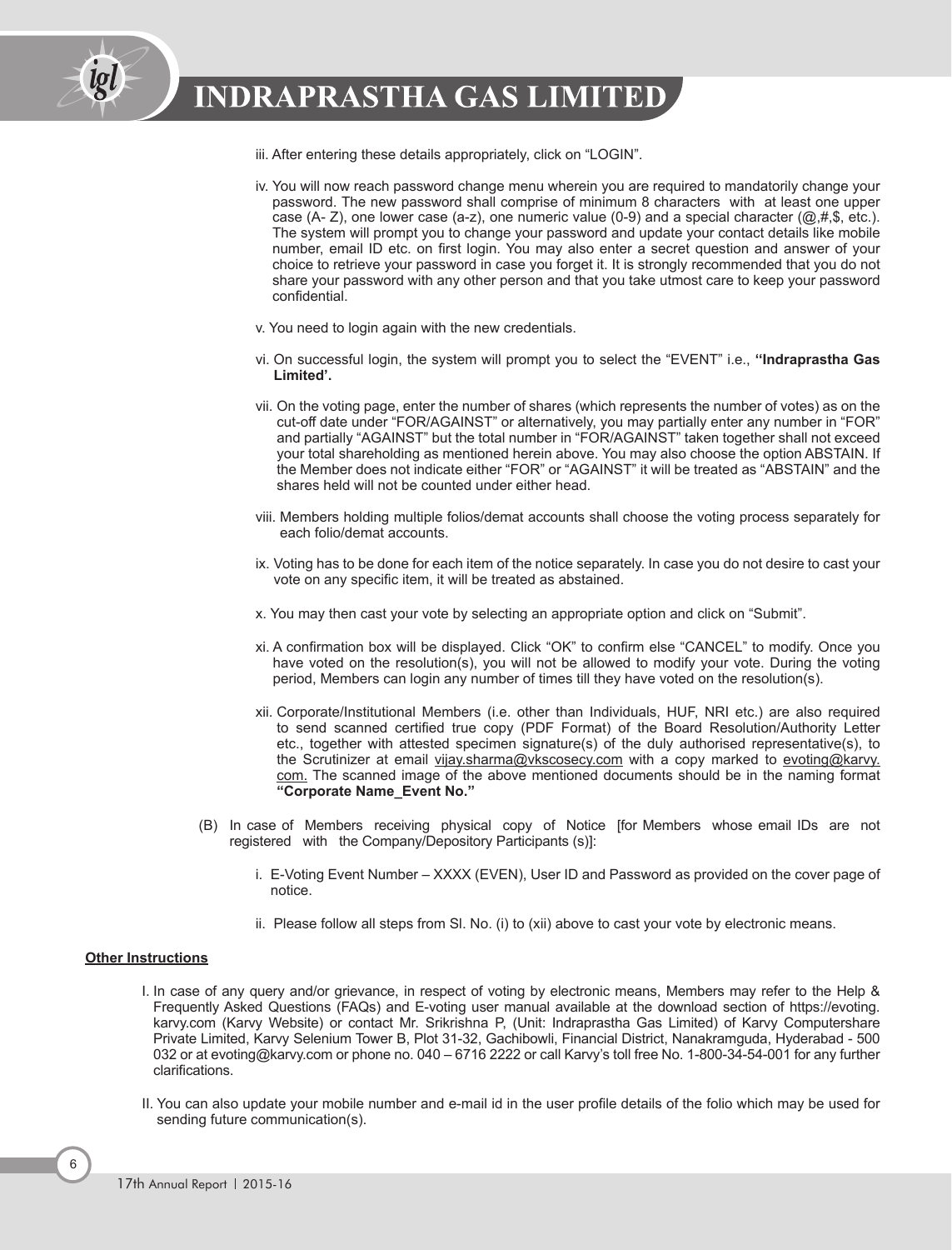iii. After entering these details appropriately, click on "LOGIN".

iv. You will now reach password change menu wherein you are required to mandatorily change your password. The new password shall comprise of minimum 8 characters with at least one upper case (A- Z), one lower case (a-z), one numeric value (0-9) and a special character (@,#,$, etc.). The system will prompt you to change your password and update your contact details like mobile number, email ID etc. on first login. You may also enter a secret question and answer of your choice to retrieve your password in case you forget it. It is strongly recommended that you do not share your password with any other person and that you take utmost care to keep your password confidential.

v. You need to login again with the new credentials.

vi. On successful login, the system will prompt you to select the "EVENT" i.e., **''Indraprastha Gas Limited'.**

vii. On the voting page, enter the number of shares (which represents the number of votes) as on the cut-off date under "FOR/AGAINST" or alternatively, you may partially enter any number in "FOR" and partially "AGAINST" but the total number in "FOR/AGAINST" taken together shall not exceed your total shareholding as mentioned herein above. You may also choose the option ABSTAIN. If the Member does not indicate either "FOR" or "AGAINST" it will be treated as "ABSTAIN" and the shares held will not be counted under either head.

viii. Members holding multiple folios/demat accounts shall choose the voting process separately for each folio/demat accounts.

ix. Voting has to be done for each item of the notice separately. In case you do not desire to cast your vote on any specific item, it will be treated as abstained.

x. You may then cast your vote by selecting an appropriate option and click on "Submit".

xi. A confirmation box will be displayed. Click "OK" to confirm else "CANCEL" to modify. Once you have voted on the resolution(s), you will not be allowed to modify your vote. During the voting period, Members can login any number of times till they have voted on the resolution(s).

xii. Corporate/Institutional Members (i.e. other than Individuals, HUF, NRI etc.) are also required to send scanned certified true copy (PDF Format) of the Board Resolution/Authority Letter etc., together with attested specimen signature(s) of the duly authorised representative(s), to the Scrutinizer at email vijay.sharma@vkscosecy.com with a copy marked to evoting@karvy.com. The scanned image of the above mentioned documents should be in the naming format **"Corporate Name_Event No."**

(B) In case of Members receiving physical copy of Notice [for Members whose email IDs are not registered with the Company/Depository Participants (s)]:

i. E-Voting Event Number – XXXX (EVEN), User ID and Password as provided on the cover page of notice.

ii. Please follow all steps from Sl. No. (i) to (xii) above to cast your vote by electronic means.

**Other Instructions**

I. In case of any query and/or grievance, in respect of voting by electronic means, Members may refer to the Help & Frequently Asked Questions (FAQs) and E-voting user manual available at the download section of https://evoting.karvy.com (Karvy Website) or contact Mr. Srikrishna P, (Unit: Indraprastha Gas Limited) of Karvy Computershare Private Limited, Karvy Selenium Tower B, Plot 31-32, Gachibowli, Financial District, Nanakramguda, Hyderabad - 500 032 or at evoting@karvy.com or phone no. 040 – 6716 2222 or call Karvy's toll free No. 1-800-34-54-001 for any further clarifications.

II. You can also update your mobile number and e-mail id in the user profile details of the folio which may be used for sending future communication(s).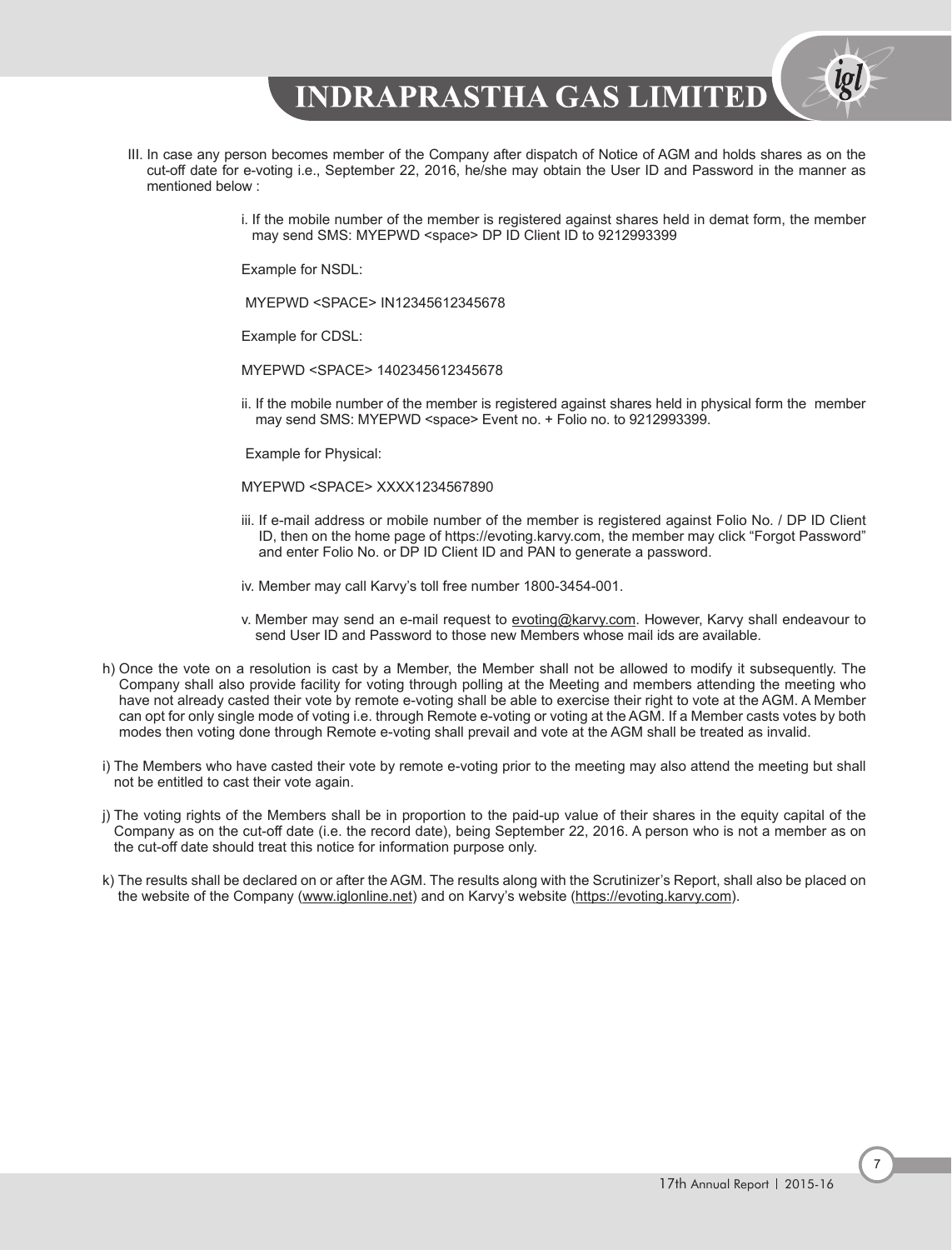III. In case any person becomes member of the Company after dispatch of Notice of AGM and holds shares as on the cut-off date for e-voting i.e., September 22, 2016, he/she may obtain the User ID and Password in the manner as mentioned below :

i. If the mobile number of the member is registered against shares held in demat form, the member may send SMS: MYEPWD <space> DP ID Client ID to 9212993399

Example for NSDL:

MYEPWD <SPACE> IN12345612345678

Example for CDSL:

MYEPWD <SPACE> 1402345612345678

ii. If the mobile number of the member is registered against shares held in physical form the member may send SMS: MYEPWD <space> Event no. + Folio no. to 9212993399.

Example for Physical:

MYEPWD <SPACE> XXXX1234567890

iii. If e-mail address or mobile number of the member is registered against Folio No. / DP ID Client ID, then on the home page of https://evoting.karvy.com, the member may click "Forgot Password" and enter Folio No. or DP ID Client ID and PAN to generate a password.

iv. Member may call Karvy's toll free number 1800-3454-001.

v. Member may send an e-mail request to evoting@karvy.com. However, Karvy shall endeavour to send User ID and Password to those new Members whose mail ids are available.

h) Once the vote on a resolution is cast by a Member, the Member shall not be allowed to modify it subsequently. The Company shall also provide facility for voting through polling at the Meeting and members attending the meeting who have not already casted their vote by remote e-voting shall be able to exercise their right to vote at the AGM. A Member can opt for only single mode of voting i.e. through Remote e-voting or voting at the AGM. If a Member casts votes by both modes then voting done through Remote e-voting shall prevail and vote at the AGM shall be treated as invalid.

i) The Members who have casted their vote by remote e-voting prior to the meeting may also attend the meeting but shall not be entitled to cast their vote again.

j) The voting rights of the Members shall be in proportion to the paid-up value of their shares in the equity capital of the Company as on the cut-off date (i.e. the record date), being September 22, 2016. A person who is not a member as on the cut-off date should treat this notice for information purpose only.

k) The results shall be declared on or after the AGM. The results along with the Scrutinizer's Report, shall also be placed on the website of the Company (www.iglonline.net) and on Karvy's website (https://evoting.karvy.com).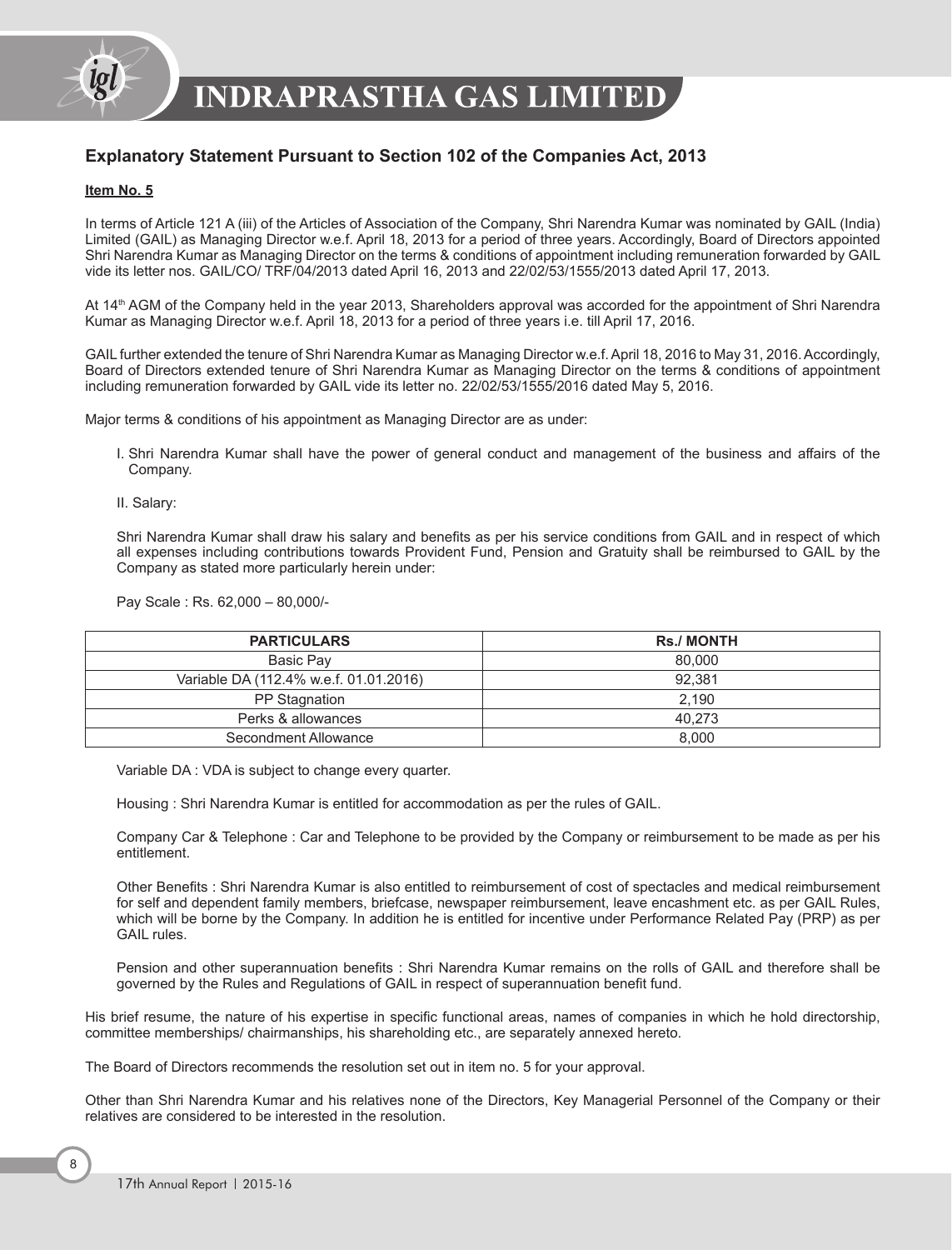## Explanatory Statement Pursuant to Section 102 of the Companies Act, 2013

**Item No. 5**

In terms of Article 121 A (iii) of the Articles of Association of the Company, Shri Narendra Kumar was nominated by GAIL (India) Limited (GAIL) as Managing Director w.e.f. April 18, 2013 for a period of three years. Accordingly, Board of Directors appointed Shri Narendra Kumar as Managing Director on the terms & conditions of appointment including remuneration forwarded by GAIL vide its letter nos. GAIL/CO/ TRF/04/2013 dated April 16, 2013 and 22/02/53/1555/2013 dated April 17, 2013.

At 14th AGM of the Company held in the year 2013, Shareholders approval was accorded for the appointment of Shri Narendra Kumar as Managing Director w.e.f. April 18, 2013 for a period of three years i.e. till April 17, 2016.

GAIL further extended the tenure of Shri Narendra Kumar as Managing Director w.e.f. April 18, 2016 to May 31, 2016. Accordingly, Board of Directors extended tenure of Shri Narendra Kumar as Managing Director on the terms & conditions of appointment including remuneration forwarded by GAIL vide its letter no. 22/02/53/1555/2016 dated May 5, 2016.

Major terms & conditions of his appointment as Managing Director are as under:

I. Shri Narendra Kumar shall have the power of general conduct and management of the business and affairs of the Company.

II. Salary:

Shri Narendra Kumar shall draw his salary and benefits as per his service conditions from GAIL and in respect of which all expenses including contributions towards Provident Fund, Pension and Gratuity shall be reimbursed to GAIL by the Company as stated more particularly herein under:

Pay Scale : Rs. 62,000 – 80,000/-

| PARTICULARS | Rs./ MONTH |
|---|---|
| Basic Pay | 80,000 |
| Variable DA (112.4% w.e.f. 01.01.2016) | 92,381 |
| PP Stagnation | 2,190 |
| Perks & allowances | 40,273 |
| Secondment Allowance | 8,000 |

Variable DA : VDA is subject to change every quarter.

Housing : Shri Narendra Kumar is entitled for accommodation as per the rules of GAIL.

Company Car & Telephone : Car and Telephone to be provided by the Company or reimbursement to be made as per his entitlement.

Other Benefits : Shri Narendra Kumar is also entitled to reimbursement of cost of spectacles and medical reimbursement for self and dependent family members, briefcase, newspaper reimbursement, leave encashment etc. as per GAIL Rules, which will be borne by the Company. In addition he is entitled for incentive under Performance Related Pay (PRP) as per GAIL rules.

Pension and other superannuation benefits : Shri Narendra Kumar remains on the rolls of GAIL and therefore shall be governed by the Rules and Regulations of GAIL in respect of superannuation benefit fund.

His brief resume, the nature of his expertise in specific functional areas, names of companies in which he hold directorship, committee memberships/ chairmanships, his shareholding etc., are separately annexed hereto.

The Board of Directors recommends the resolution set out in item no. 5 for your approval.

Other than Shri Narendra Kumar and his relatives none of the Directors, Key Managerial Personnel of the Company or their relatives are considered to be interested in the resolution.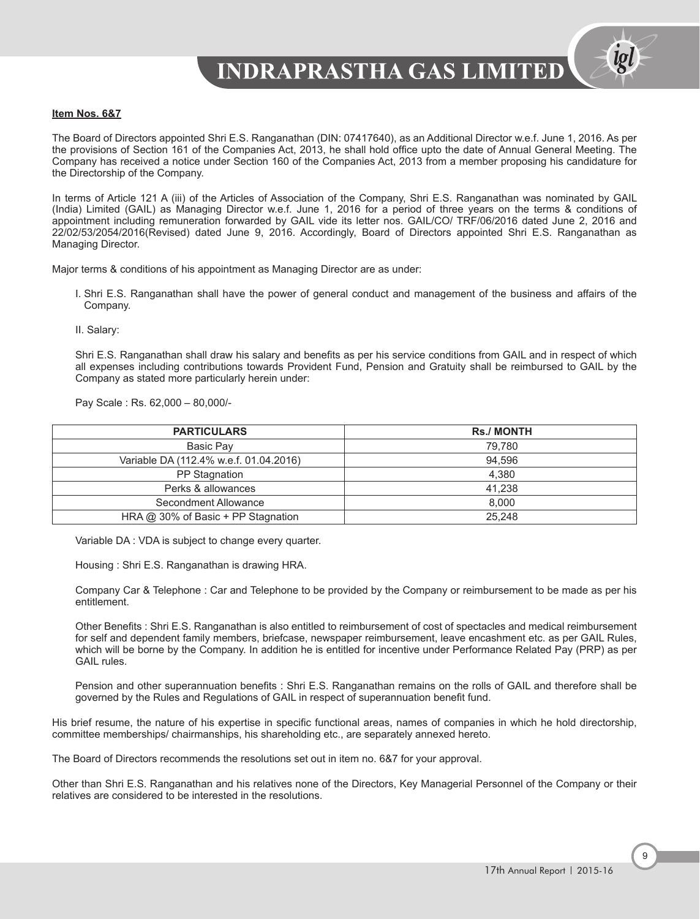**Item Nos. 6&7**

The Board of Directors appointed Shri E.S. Ranganathan (DIN: 07417640), as an Additional Director w.e.f. June 1, 2016. As per the provisions of Section 161 of the Companies Act, 2013, he shall hold office upto the date of Annual General Meeting. The Company has received a notice under Section 160 of the Companies Act, 2013 from a member proposing his candidature for the Directorship of the Company.

In terms of Article 121 A (iii) of the Articles of Association of the Company, Shri E.S. Ranganathan was nominated by GAIL (India) Limited (GAIL) as Managing Director w.e.f. June 1, 2016 for a period of three years on the terms & conditions of appointment including remuneration forwarded by GAIL vide its letter nos. GAIL/CO/ TRF/06/2016 dated June 2, 2016 and 22/02/53/2054/2016(Revised) dated June 9, 2016. Accordingly, Board of Directors appointed Shri E.S. Ranganathan as Managing Director.

Major terms & conditions of his appointment as Managing Director are as under:

I. Shri E.S. Ranganathan shall have the power of general conduct and management of the business and affairs of the Company.

II. Salary:

Shri E.S. Ranganathan shall draw his salary and benefits as per his service conditions from GAIL and in respect of which all expenses including contributions towards Provident Fund, Pension and Gratuity shall be reimbursed to GAIL by the Company as stated more particularly herein under:

Pay Scale : Rs. 62,000 – 80,000/-

| PARTICULARS | Rs./ MONTH |
|---|---|
| Basic Pay | 79,780 |
| Variable DA (112.4% w.e.f. 01.04.2016) | 94,596 |
| PP Stagnation | 4,380 |
| Perks & allowances | 41,238 |
| Secondment Allowance | 8,000 |
| HRA @ 30% of Basic + PP Stagnation | 25,248 |

Variable DA : VDA is subject to change every quarter.

Housing : Shri E.S. Ranganathan is drawing HRA.

Company Car & Telephone : Car and Telephone to be provided by the Company or reimbursement to be made as per his entitlement.

Other Benefits : Shri E.S. Ranganathan is also entitled to reimbursement of cost of spectacles and medical reimbursement for self and dependent family members, briefcase, newspaper reimbursement, leave encashment etc. as per GAIL Rules, which will be borne by the Company. In addition he is entitled for incentive under Performance Related Pay (PRP) as per GAIL rules.

Pension and other superannuation benefits : Shri E.S. Ranganathan remains on the rolls of GAIL and therefore shall be governed by the Rules and Regulations of GAIL in respect of superannuation benefit fund.

His brief resume, the nature of his expertise in specific functional areas, names of companies in which he hold directorship, committee memberships/ chairmanships, his shareholding etc., are separately annexed hereto.

The Board of Directors recommends the resolutions set out in item no. 6&7 for your approval.

Other than Shri E.S. Ranganathan and his relatives none of the Directors, Key Managerial Personnel of the Company or their relatives are considered to be interested in the resolutions.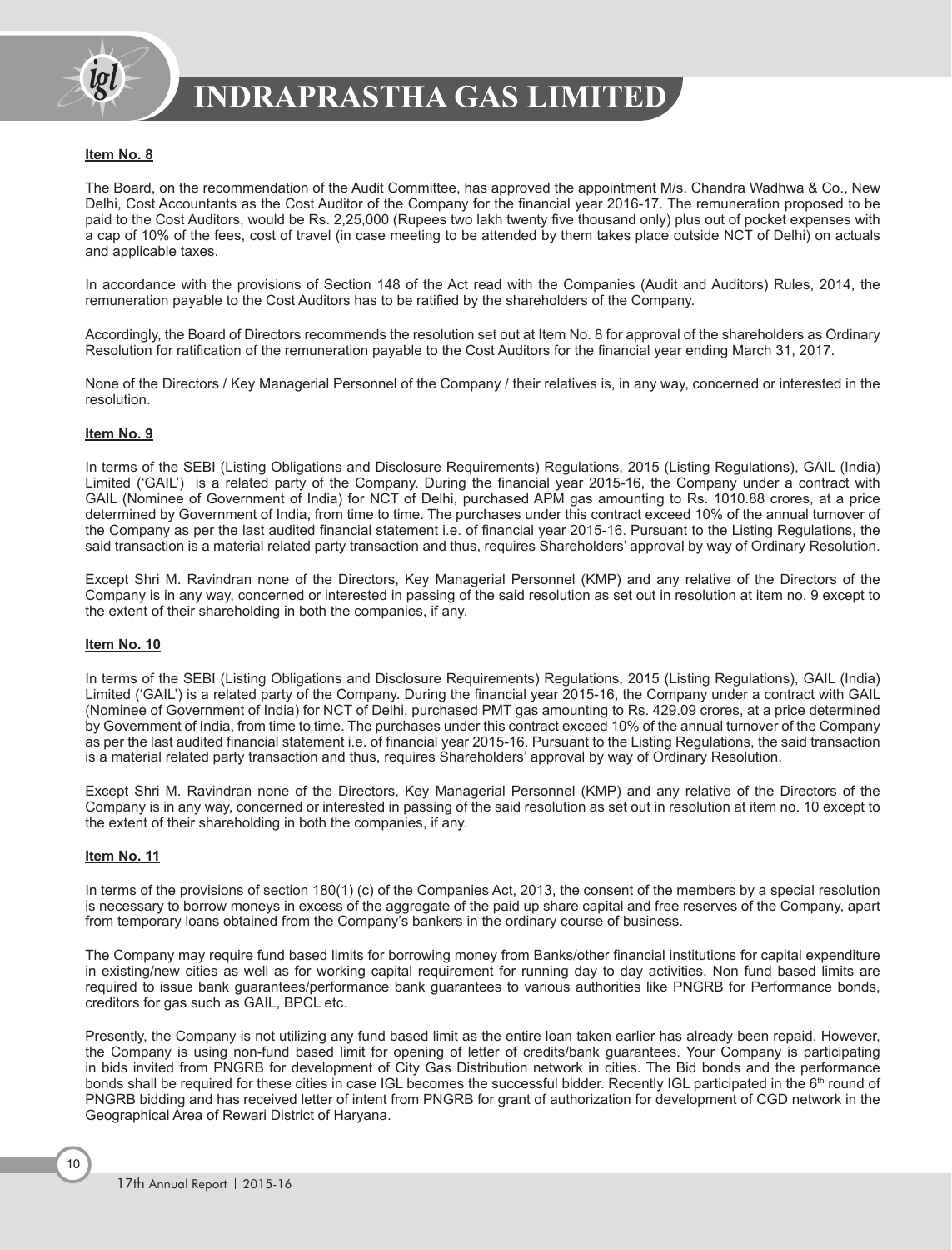**Item No. 8**

The Board, on the recommendation of the Audit Committee, has approved the appointment M/s. Chandra Wadhwa & Co., New Delhi, Cost Accountants as the Cost Auditor of the Company for the financial year 2016-17. The remuneration proposed to be paid to the Cost Auditors, would be Rs. 2,25,000 (Rupees two lakh twenty five thousand only) plus out of pocket expenses with a cap of 10% of the fees, cost of travel (in case meeting to be attended by them takes place outside NCT of Delhi) on actuals and applicable taxes.

In accordance with the provisions of Section 148 of the Act read with the Companies (Audit and Auditors) Rules, 2014, the remuneration payable to the Cost Auditors has to be ratified by the shareholders of the Company.

Accordingly, the Board of Directors recommends the resolution set out at Item No. 8 for approval of the shareholders as Ordinary Resolution for ratification of the remuneration payable to the Cost Auditors for the financial year ending March 31, 2017.

None of the Directors / Key Managerial Personnel of the Company / their relatives is, in any way, concerned or interested in the resolution.

**Item No. 9**

In terms of the SEBI (Listing Obligations and Disclosure Requirements) Regulations, 2015 (Listing Regulations), GAIL (India) Limited ('GAIL') is a related party of the Company. During the financial year 2015-16, the Company under a contract with GAIL (Nominee of Government of India) for NCT of Delhi, purchased APM gas amounting to Rs. 1010.88 crores, at a price determined by Government of India, from time to time. The purchases under this contract exceed 10% of the annual turnover of the Company as per the last audited financial statement i.e. of financial year 2015-16. Pursuant to the Listing Regulations, the said transaction is a material related party transaction and thus, requires Shareholders' approval by way of Ordinary Resolution.

Except Shri M. Ravindran none of the Directors, Key Managerial Personnel (KMP) and any relative of the Directors of the Company is in any way, concerned or interested in passing of the said resolution as set out in resolution at item no. 9 except to the extent of their shareholding in both the companies, if any.

**Item No. 10**

In terms of the SEBI (Listing Obligations and Disclosure Requirements) Regulations, 2015 (Listing Regulations), GAIL (India) Limited ('GAIL') is a related party of the Company. During the financial year 2015-16, the Company under a contract with GAIL (Nominee of Government of India) for NCT of Delhi, purchased PMT gas amounting to Rs. 429.09 crores, at a price determined by Government of India, from time to time. The purchases under this contract exceed 10% of the annual turnover of the Company as per the last audited financial statement i.e. of financial year 2015-16. Pursuant to the Listing Regulations, the said transaction is a material related party transaction and thus, requires Shareholders' approval by way of Ordinary Resolution.

Except Shri M. Ravindran none of the Directors, Key Managerial Personnel (KMP) and any relative of the Directors of the Company is in any way, concerned or interested in passing of the said resolution as set out in resolution at item no. 10 except to the extent of their shareholding in both the companies, if any.

**Item No. 11**

In terms of the provisions of section 180(1) (c) of the Companies Act, 2013, the consent of the members by a special resolution is necessary to borrow moneys in excess of the aggregate of the paid up share capital and free reserves of the Company, apart from temporary loans obtained from the Company's bankers in the ordinary course of business.

The Company may require fund based limits for borrowing money from Banks/other financial institutions for capital expenditure in existing/new cities as well as for working capital requirement for running day to day activities. Non fund based limits are required to issue bank guarantees/performance bank guarantees to various authorities like PNGRB for Performance bonds, creditors for gas such as GAIL, BPCL etc.

Presently, the Company is not utilizing any fund based limit as the entire loan taken earlier has already been repaid. However, the Company is using non-fund based limit for opening of letter of credits/bank guarantees. Your Company is participating in bids invited from PNGRB for development of City Gas Distribution network in cities. The Bid bonds and the performance bonds shall be required for these cities in case IGL becomes the successful bidder. Recently IGL participated in the 6th round of PNGRB bidding and has received letter of intent from PNGRB for grant of authorization for development of CGD network in the Geographical Area of Rewari District of Haryana.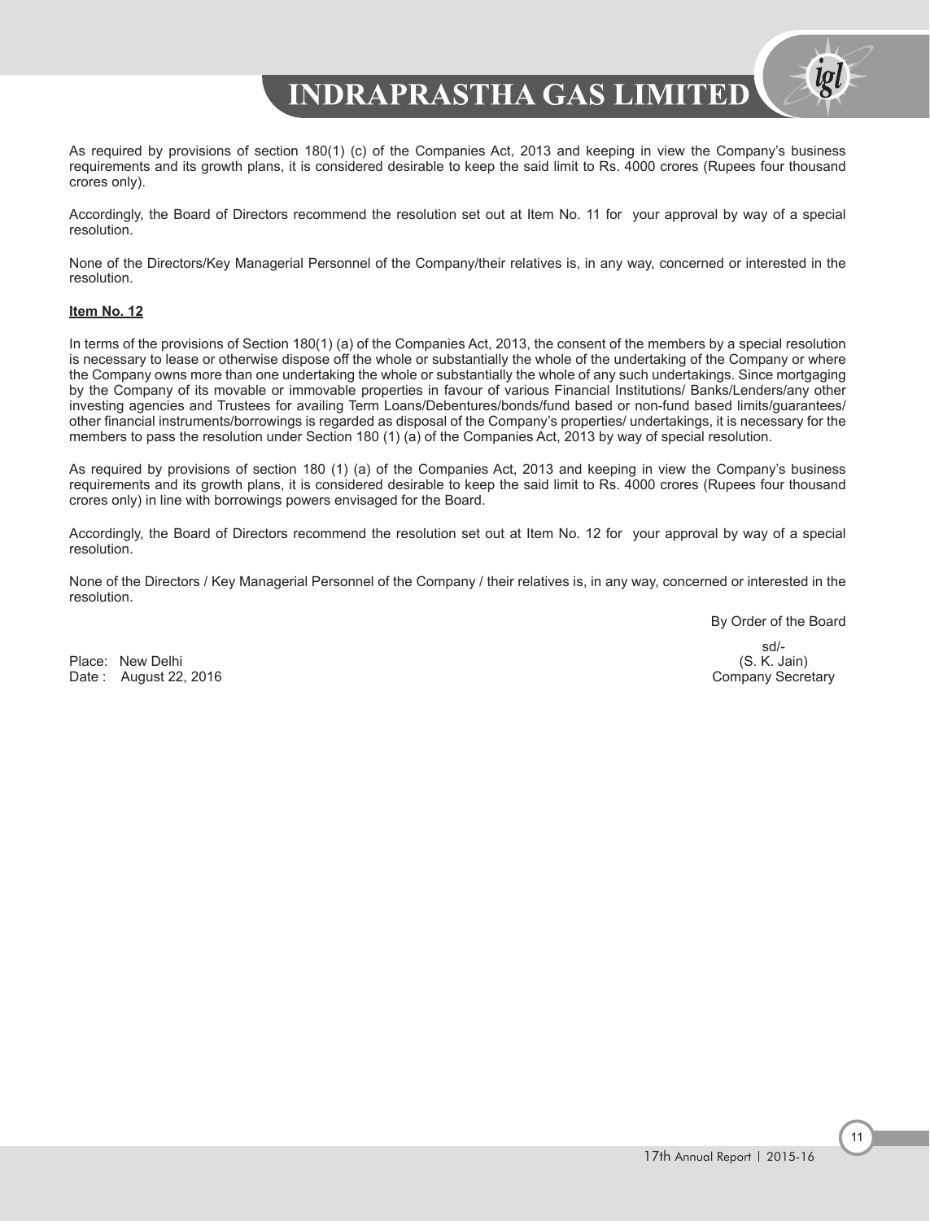As required by provisions of section 180(1) (c) of the Companies Act, 2013 and keeping in view the Company's business requirements and its growth plans, it is considered desirable to keep the said limit to Rs. 4000 crores (Rupees four thousand crores only).

Accordingly, the Board of Directors recommend the resolution set out at Item No. 11 for your approval by way of a special resolution.

None of the Directors/Key Managerial Personnel of the Company/their relatives is, in any way, concerned or interested in the resolution.

**Item No. 12**

In terms of the provisions of Section 180(1) (a) of the Companies Act, 2013, the consent of the members by a special resolution is necessary to lease or otherwise dispose off the whole or substantially the whole of the undertaking of the Company or where the Company owns more than one undertaking the whole or substantially the whole of any such undertakings. Since mortgaging by the Company of its movable or immovable properties in favour of various Financial Institutions/ Banks/Lenders/any other investing agencies and Trustees for availing Term Loans/Debentures/bonds/fund based or non-fund based limits/guarantees/ other financial instruments/borrowings is regarded as disposal of the Company's properties/ undertakings, it is necessary for the members to pass the resolution under Section 180 (1) (a) of the Companies Act, 2013 by way of special resolution.

As required by provisions of section 180 (1) (a) of the Companies Act, 2013 and keeping in view the Company's business requirements and its growth plans, it is considered desirable to keep the said limit to Rs. 4000 crores (Rupees four thousand crores only) in line with borrowings powers envisaged for the Board.

Accordingly, the Board of Directors recommend the resolution set out at Item No. 12 for your approval by way of a special resolution.

None of the Directors / Key Managerial Personnel of the Company / their relatives is, in any way, concerned or interested in the resolution.

By Order of the Board

sd/-
(S. K. Jain)
Company Secretary

Place: New Delhi
Date : August 22, 2016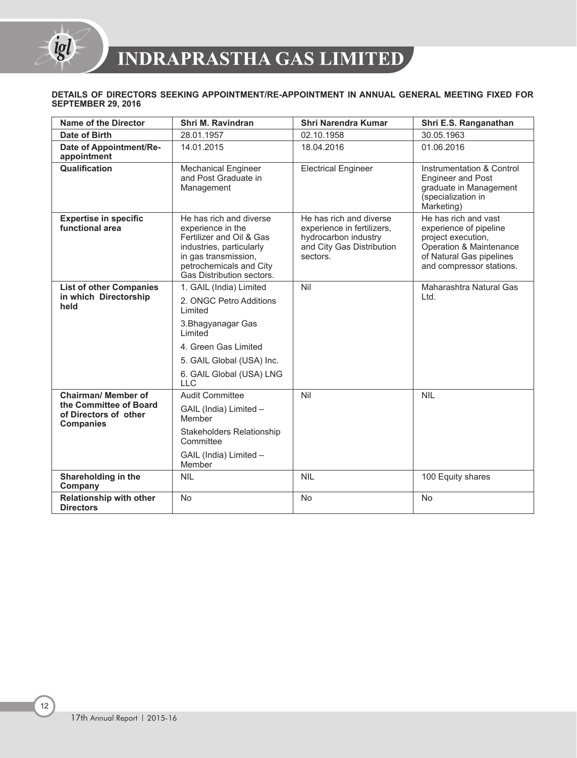**DETAILS OF DIRECTORS SEEKING APPOINTMENT/RE-APPOINTMENT IN ANNUAL GENERAL MEETING FIXED FOR SEPTEMBER 29, 2016**

| Name of the Director | Shri M. Ravindran | Shri Narendra Kumar | Shri E.S. Ranganathan |
|---|---|---|---|
| Date of Birth | 28.01.1957 | 02.10.1958 | 30.05.1963 |
| Date of Appointment/Re-appointment | 14.01.2015 | 18.04.2016 | 01.06.2016 |
| Qualification | Mechanical Engineer and Post Graduate in Management | Electrical Engineer | Instrumentation & Control Engineer and Post graduate in Management (specialization in Marketing) |
| Expertise in specific functional area | He has rich and diverse experience in the Fertilizer and Oil & Gas industries, particularly in gas transmission, petrochemicals and City Gas Distribution sectors. | He has rich and diverse experience in fertilizers, hydrocarbon industry and City Gas Distribution sectors. | He has rich and vast experience of pipeline project execution, Operation & Maintenance of Natural Gas pipelines and compressor stations. |
| List of other Companies in which Directorship held | 1. GAIL (India) Limited<br>2. ONGC Petro Additions Limited<br>3.Bhagyanagar Gas Limited<br>4. Green Gas Limited<br>5. GAIL Global (USA) Inc.<br>6. GAIL Global (USA) LNG LLC | Nil | Maharashtra Natural Gas Ltd. |
| Chairman/ Member of the Committee of Board of Directors of other Companies | Audit Committee<br>GAIL (India) Limited – Member<br>Stakeholders Relationship Committee<br>GAIL (India) Limited – Member | Nil | NIL |
| Shareholding in the Company | NIL | NIL | 100 Equity shares |
| Relationship with other Directors | No | No | No |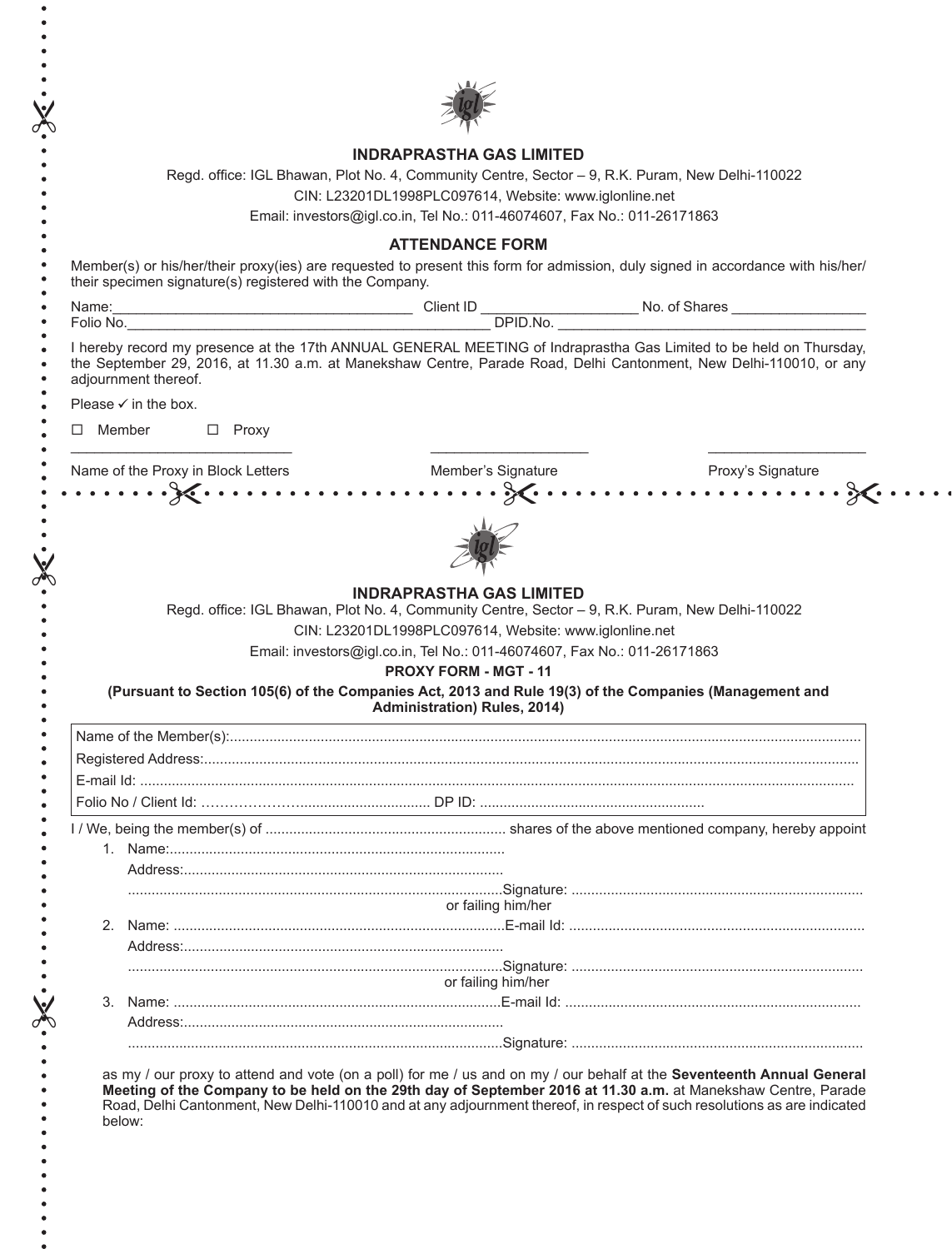**INDRAPRASTHA GAS LIMITED**

Regd. office: IGL Bhawan, Plot No. 4, Community Centre, Sector – 9, R.K. Puram, New Delhi-110022

CIN: L23201DL1998PLC097614, Website: www.iglonline.net

Email: investors@igl.co.in, Tel No.: 011-46074607, Fax No.: 011-26171863

## ATTENDANCE FORM

Member(s) or his/her/their proxy(ies) are requested to present this form for admission, duly signed in accordance with his/her/their specimen signature(s) registered with the Company.

Name:______________________________________ Client ID ____________________ No. of Shares _________________

Folio No.______________________________________________ DPID.No. ________________________________________

I hereby record my presence at the 17th ANNUAL GENERAL MEETING of Indraprastha Gas Limited to be held on Thursday, the September 29, 2016, at 11.30 a.m. at Manekshaw Centre, Parade Road, Delhi Cantonment, New Delhi-110010, or any adjournment thereof.

Please ✓ in the box.

☐ Member ☐ Proxy

____________________________ ____________________ ____________________

Name of the Proxy in Block Letters Member's Signature Proxy's Signature

---

**INDRAPRASTHA GAS LIMITED**

Regd. office: IGL Bhawan, Plot No. 4, Community Centre, Sector – 9, R.K. Puram, New Delhi-110022

CIN: L23201DL1998PLC097614, Website: www.iglonline.net

Email: investors@igl.co.in, Tel No.: 011-46074607, Fax No.: 011-26171863

## PROXY FORM - MGT - 11

**(Pursuant to Section 105(6) of the Companies Act, 2013 and Rule 19(3) of the Companies (Management and Administration) Rules, 2014)**

| |
|---|
| Name of the Member(s):............................................................................................................................................ |
| Registered Address:................................................................................................................................................ |
| E-mail Id: ................................................................................................................................................................ |
| Folio No / Client Id: ……………….................................. DP ID: ......................................................... |

I / We, being the member(s) of ............................................................ shares of the above mentioned company, hereby appoint

1. Name:....................................................................................

   Address:.................................................................................

   ..............................................................................................Signature: .........................................................................

   or failing him/her

2. Name: ....................................................................................E-mail Id: ..........................................................................

   Address:.................................................................................

   ..............................................................................................Signature: .........................................................................

   or failing him/her

3. Name: ....................................................................................E-mail Id: ..........................................................................

   Address:.................................................................................

   ..............................................................................................Signature: .........................................................................

as my / our proxy to attend and vote (on a poll) for me / us and on my / our behalf at the **Seventeenth Annual General Meeting of the Company to be held on the 29th day of September 2016 at 11.30 a.m.** at Manekshaw Centre, Parade Road, Delhi Cantonment, New Delhi-110010 and at any adjournment thereof, in respect of such resolutions as are indicated below: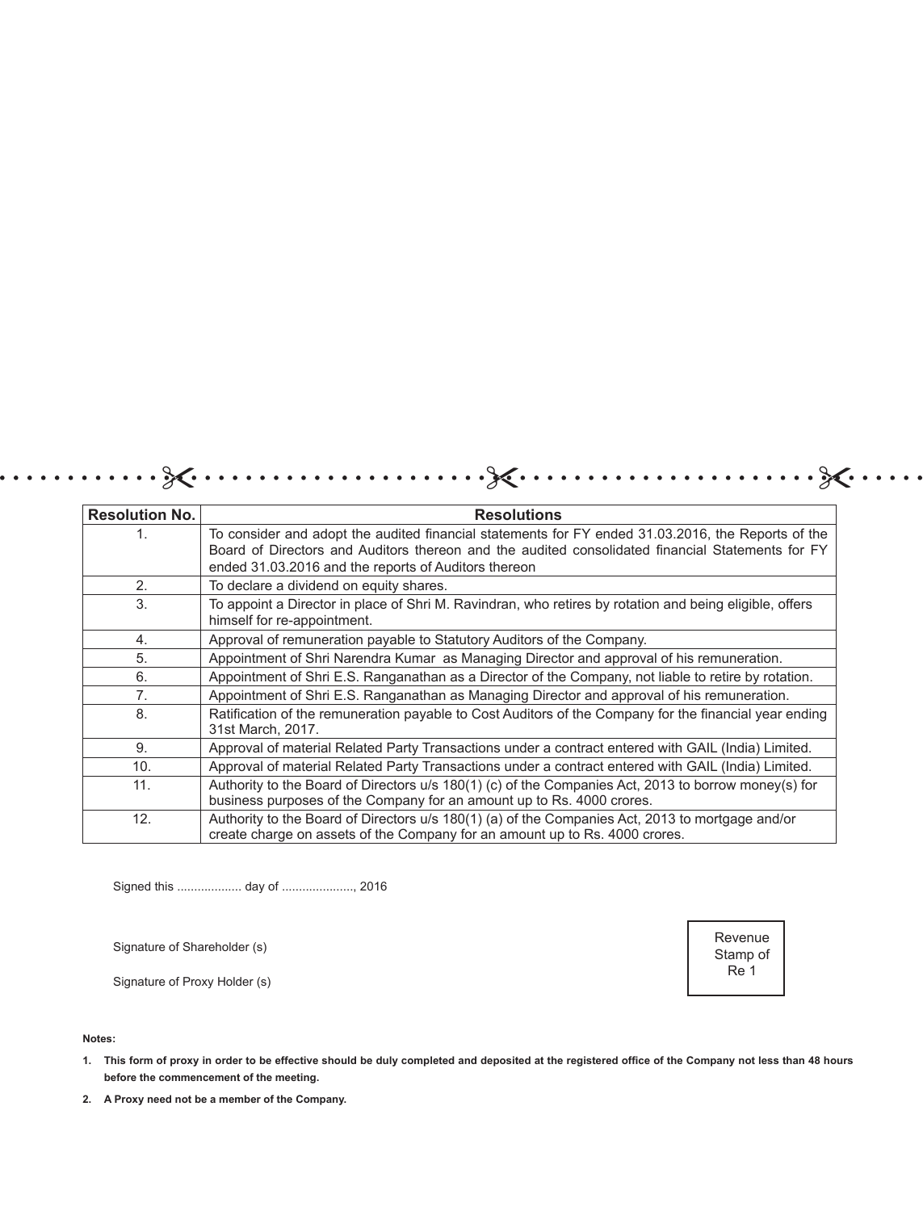| Resolution No. | Resolutions |
|---|---|
| 1. | To consider and adopt the audited financial statements for FY ended 31.03.2016, the Reports of the Board of Directors and Auditors thereon and the audited consolidated financial Statements for FY ended 31.03.2016 and the reports of Auditors thereon |
| 2. | To declare a dividend on equity shares. |
| 3. | To appoint a Director in place of Shri M. Ravindran, who retires by rotation and being eligible, offers himself for re-appointment. |
| 4. | Approval of remuneration payable to Statutory Auditors of the Company. |
| 5. | Appointment of Shri Narendra Kumar as Managing Director and approval of his remuneration. |
| 6. | Appointment of Shri E.S. Ranganathan as a Director of the Company, not liable to retire by rotation. |
| 7. | Appointment of Shri E.S. Ranganathan as Managing Director and approval of his remuneration. |
| 8. | Ratification of the remuneration payable to Cost Auditors of the Company for the financial year ending 31st March, 2017. |
| 9. | Approval of material Related Party Transactions under a contract entered with GAIL (India) Limited. |
| 10. | Approval of material Related Party Transactions under a contract entered with GAIL (India) Limited. |
| 11. | Authority to the Board of Directors u/s 180(1) (c) of the Companies Act, 2013 to borrow money(s) for business purposes of the Company for an amount up to Rs. 4000 crores. |
| 12. | Authority to the Board of Directors u/s 180(1) (a) of the Companies Act, 2013 to mortgage and/or create charge on assets of the Company for an amount up to Rs. 4000 crores. |

Signed this .................. day of ...................., 2016

Signature of Shareholder (s)

Signature of Proxy Holder (s)

Revenue Stamp of Re 1

**Notes:**

1. **This form of proxy in order to be effective should be duly completed and deposited at the registered office of the Company not less than 48 hours before the commencement of the meeting.**
2. **A Proxy need not be a member of the Company.**